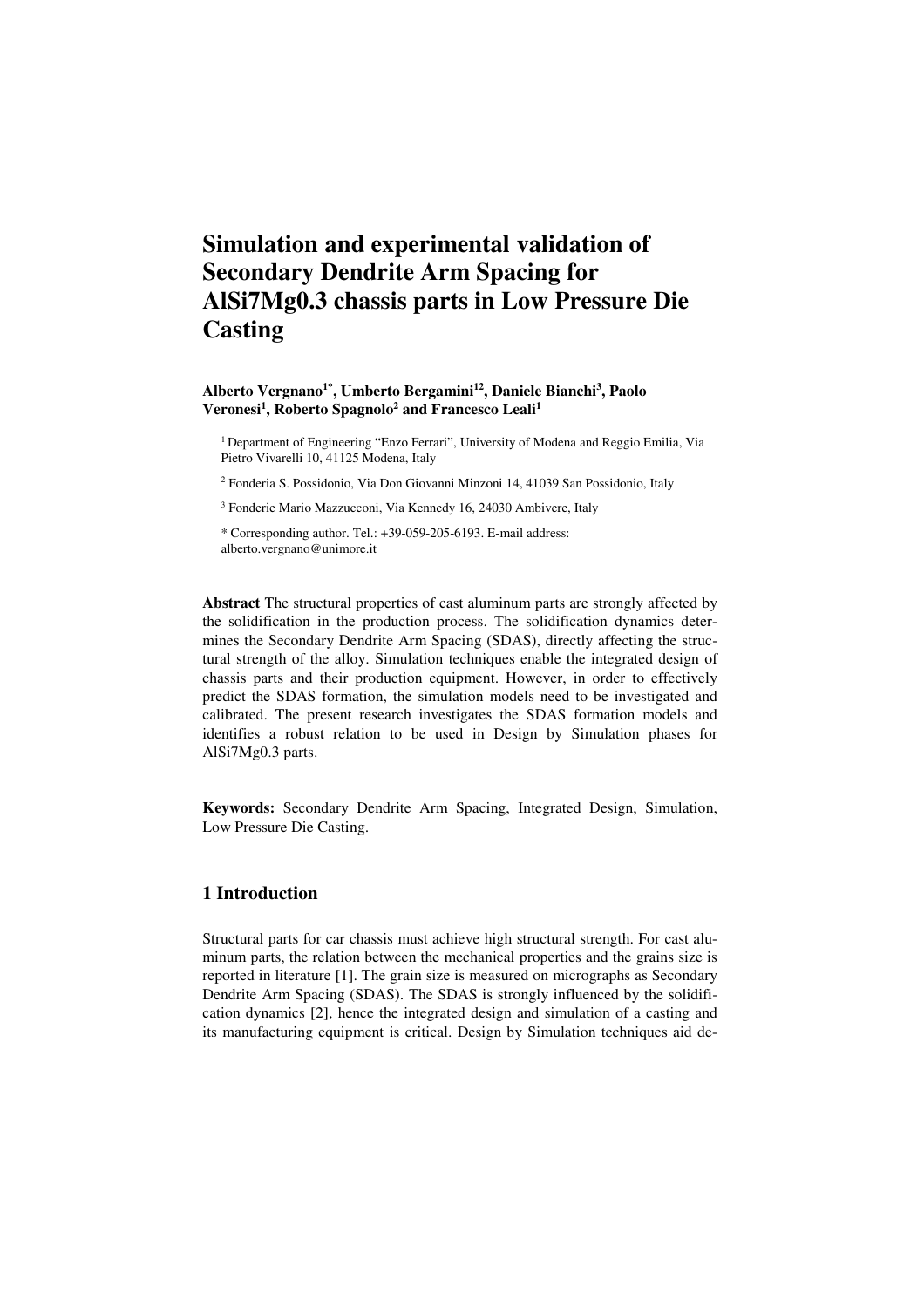# Simulation and experimental validation of Secondary Dendrite Arm Spacing for AlSi7Mg0.3 chassis parts in Low Pressure Die Casting

**Alberto Vergnano[1*], Umberto Bergamini[12], Daniele Bianchi[3], Paolo Veronesi[1], Roberto Spagnolo[2] and Francesco Leali[1]**

[1] Department of Engineering "Enzo Ferrari", University of Modena and Reggio Emilia, Via Pietro Vivarelli 10, 41125 Modena, Italy

[2] Fonderia S. Possidonio, Via Don Giovanni Minzoni 14, 41039 San Possidonio, Italy

[3] Fonderie Mario Mazzucconi, Via Kennedy 16, 24030 Ambivere, Italy

* Corresponding author. Tel.: +39-059-205-6193. E-mail address: alberto.vergnano@unimore.it

**Abstract** The structural properties of cast aluminum parts are strongly affected by the solidification in the production process. The solidification dynamics determines the Secondary Dendrite Arm Spacing (SDAS), directly affecting the structural strength of the alloy. Simulation techniques enable the integrated design of chassis parts and their production equipment. However, in order to effectively predict the SDAS formation, the simulation models need to be investigated and calibrated. The present research investigates the SDAS formation models and identifies a robust relation to be used in Design by Simulation phases for AlSi7Mg0.3 parts.

**Keywords:** Secondary Dendrite Arm Spacing, Integrated Design, Simulation, Low Pressure Die Casting.

## 1 Introduction

Structural parts for car chassis must achieve high structural strength. For cast aluminum parts, the relation between the mechanical properties and the grains size is reported in literature [1]. The grain size is measured on micrographs as Secondary Dendrite Arm Spacing (SDAS). The SDAS is strongly influenced by the solidification dynamics [2], hence the integrated design and simulation of a casting and its manufacturing equipment is critical. Design by Simulation techniques aid de-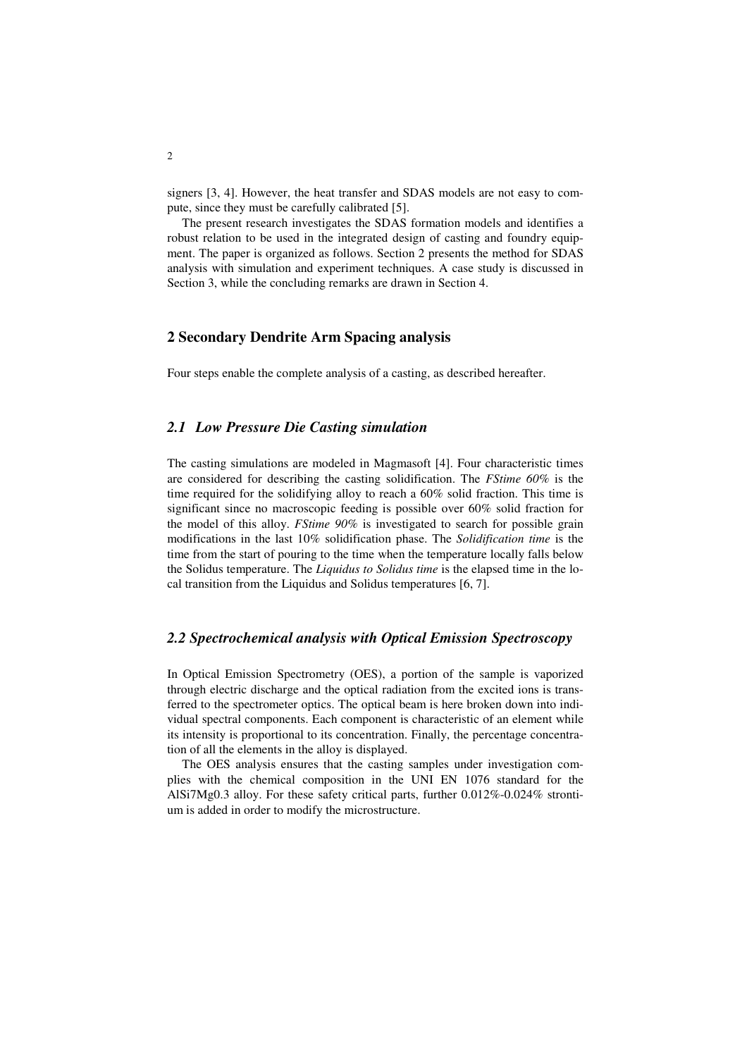signers [3, 4]. However, the heat transfer and SDAS models are not easy to compute, since they must be carefully calibrated [5].

The present research investigates the SDAS formation models and identifies a robust relation to be used in the integrated design of casting and foundry equipment. The paper is organized as follows. Section 2 presents the method for SDAS analysis with simulation and experiment techniques. A case study is discussed in Section 3, while the concluding remarks are drawn in Section 4.

## 2 Secondary Dendrite Arm Spacing analysis

Four steps enable the complete analysis of a casting, as described hereafter.

### *2.1 Low Pressure Die Casting simulation*

The casting simulations are modeled in Magmasoft [4]. Four characteristic times are considered for describing the casting solidification. The *FStime 60%* is the time required for the solidifying alloy to reach a 60% solid fraction. This time is significant since no macroscopic feeding is possible over 60% solid fraction for the model of this alloy. *FStime 90%* is investigated to search for possible grain modifications in the last 10% solidification phase. The *Solidification time* is the time from the start of pouring to the time when the temperature locally falls below the Solidus temperature. The *Liquidus to Solidus time* is the elapsed time in the local transition from the Liquidus and Solidus temperatures [6, 7].

### *2.2 Spectrochemical analysis with Optical Emission Spectroscopy*

In Optical Emission Spectrometry (OES), a portion of the sample is vaporized through electric discharge and the optical radiation from the excited ions is transferred to the spectrometer optics. The optical beam is here broken down into individual spectral components. Each component is characteristic of an element while its intensity is proportional to its concentration. Finally, the percentage concentration of all the elements in the alloy is displayed.

The OES analysis ensures that the casting samples under investigation complies with the chemical composition in the UNI EN 1076 standard for the AlSi7Mg0.3 alloy. For these safety critical parts, further 0.012%-0.024% strontium is added in order to modify the microstructure.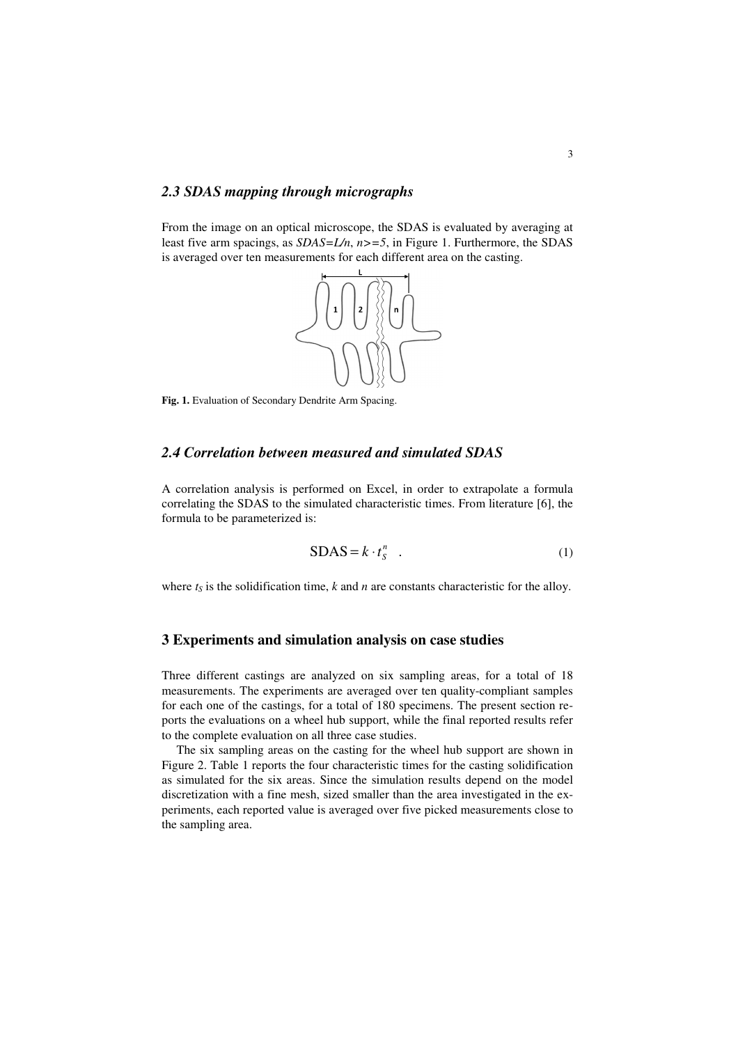### 2.3 SDAS mapping through micrographs

From the image on an optical microscope, the SDAS is evaluated by averaging at least five arm spacings, as $SDAS=L/n$, $n>=5$, in Figure 1. Furthermore, the SDAS is averaged over ten measurements for each different area on the casting.

**Fig. 1.** Evaluation of Secondary Dendrite Arm Spacing.

### 2.4 Correlation between measured and simulated SDAS

A correlation analysis is performed on Excel, in order to extrapolate a formula correlating the SDAS to the simulated characteristic times. From literature [6], the formula to be parameterized is:

$$\text{SDAS} = k \cdot t_S^n \quad . \tag{1}$$

where $t_S$ is the solidification time, $k$ and $n$ are constants characteristic for the alloy.

## 3 Experiments and simulation analysis on case studies

Three different castings are analyzed on six sampling areas, for a total of 18 measurements. The experiments are averaged over ten quality-compliant samples for each one of the castings, for a total of 180 specimens. The present section reports the evaluations on a wheel hub support, while the final reported results refer to the complete evaluation on all three case studies.

The six sampling areas on the casting for the wheel hub support are shown in Figure 2. Table 1 reports the four characteristic times for the casting solidification as simulated for the six areas. Since the simulation results depend on the model discretization with a fine mesh, sized smaller than the area investigated in the experiments, each reported value is averaged over five picked measurements close to the sampling area.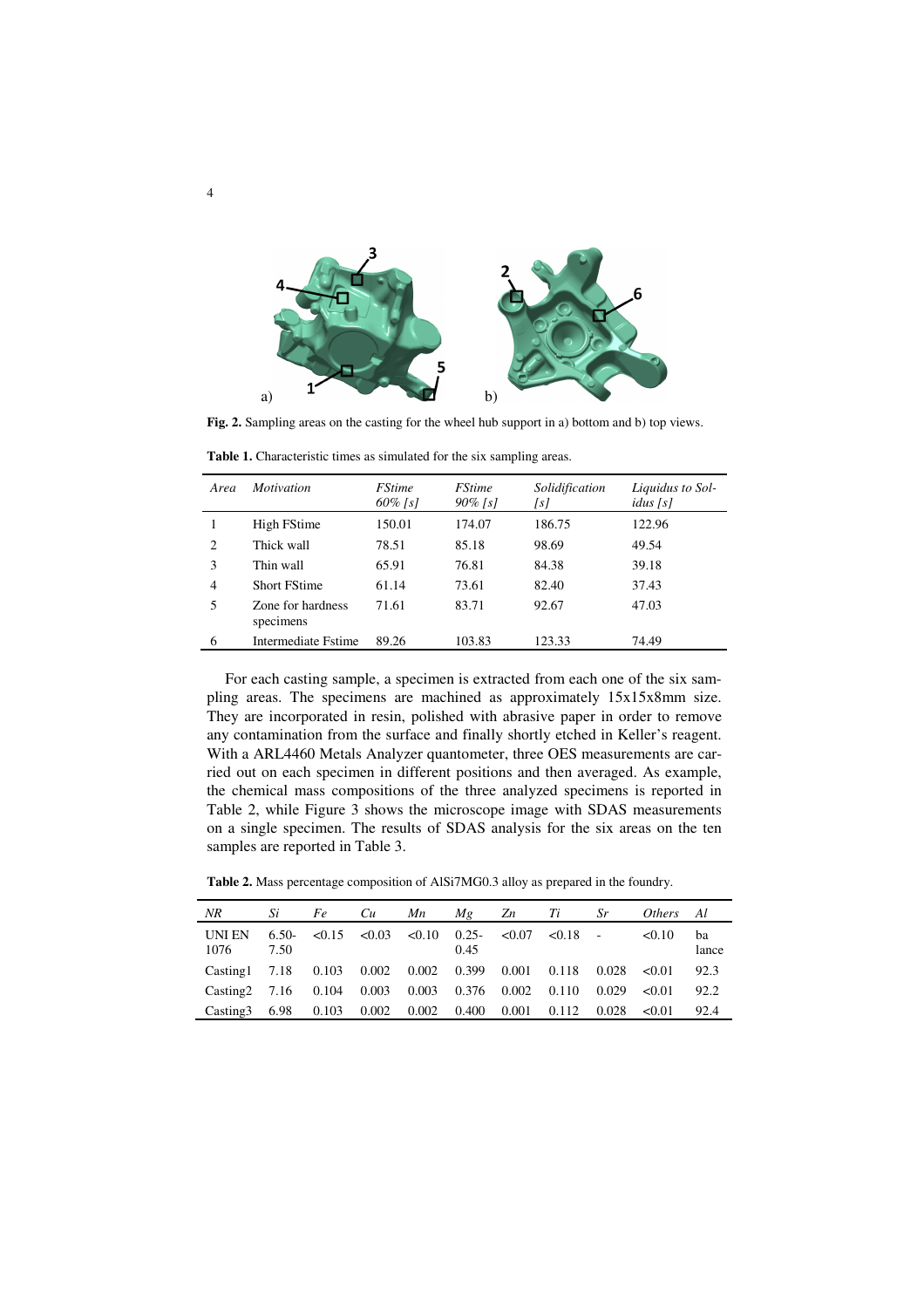**Fig. 2.** Sampling areas on the casting for the wheel hub support in a) bottom and b) top views.

**Table 1.** Characteristic times as simulated for the six sampling areas.

| *Area* | *Motivation* | *FStime 60% [s]* | *FStime 90% [s]* | *Solidification [s]* | *Liquidus to Solidus [s]* |
|---|---|---|---|---|---|
| 1 | High FStime | 150.01 | 174.07 | 186.75 | 122.96 |
| 2 | Thick wall | 78.51 | 85.18 | 98.69 | 49.54 |
| 3 | Thin wall | 65.91 | 76.81 | 84.38 | 39.18 |
| 4 | Short FStime | 61.14 | 73.61 | 82.40 | 37.43 |
| 5 | Zone for hardness specimens | 71.61 | 83.71 | 92.67 | 47.03 |
| 6 | Intermediate Fstime | 89.26 | 103.83 | 123.33 | 74.49 |

For each casting sample, a specimen is extracted from each one of the six sampling areas. The specimens are machined as approximately 15x15x8mm size. They are incorporated in resin, polished with abrasive paper in order to remove any contamination from the surface and finally shortly etched in Keller's reagent. With a ARL4460 Metals Analyzer quantometer, three OES measurements are carried out on each specimen in different positions and then averaged. As example, the chemical mass compositions of the three analyzed specimens is reported in Table 2, while Figure 3 shows the microscope image with SDAS measurements on a single specimen. The results of SDAS analysis for the six areas on the ten samples are reported in Table 3.

**Table 2.** Mass percentage composition of AlSi7MG0.3 alloy as prepared in the foundry.

| *NR* | *Si* | *Fe* | *Cu* | *Mn* | *Mg* | *Zn* | *Ti* | *Sr* | *Others* | *Al* |
|---|---|---|---|---|---|---|---|---|---|---|
| UNI EN 1076 | 6.50-7.50 | <0.15 | <0.03 | <0.10 | 0.25-0.45 | <0.07 | <0.18 | - | <0.10 | balance |
| Casting1 | 7.18 | 0.103 | 0.002 | 0.002 | 0.399 | 0.001 | 0.118 | 0.028 | <0.01 | 92.3 |
| Casting2 | 7.16 | 0.104 | 0.003 | 0.003 | 0.376 | 0.002 | 0.110 | 0.029 | <0.01 | 92.2 |
| Casting3 | 6.98 | 0.103 | 0.002 | 0.002 | 0.400 | 0.001 | 0.112 | 0.028 | <0.01 | 92.4 |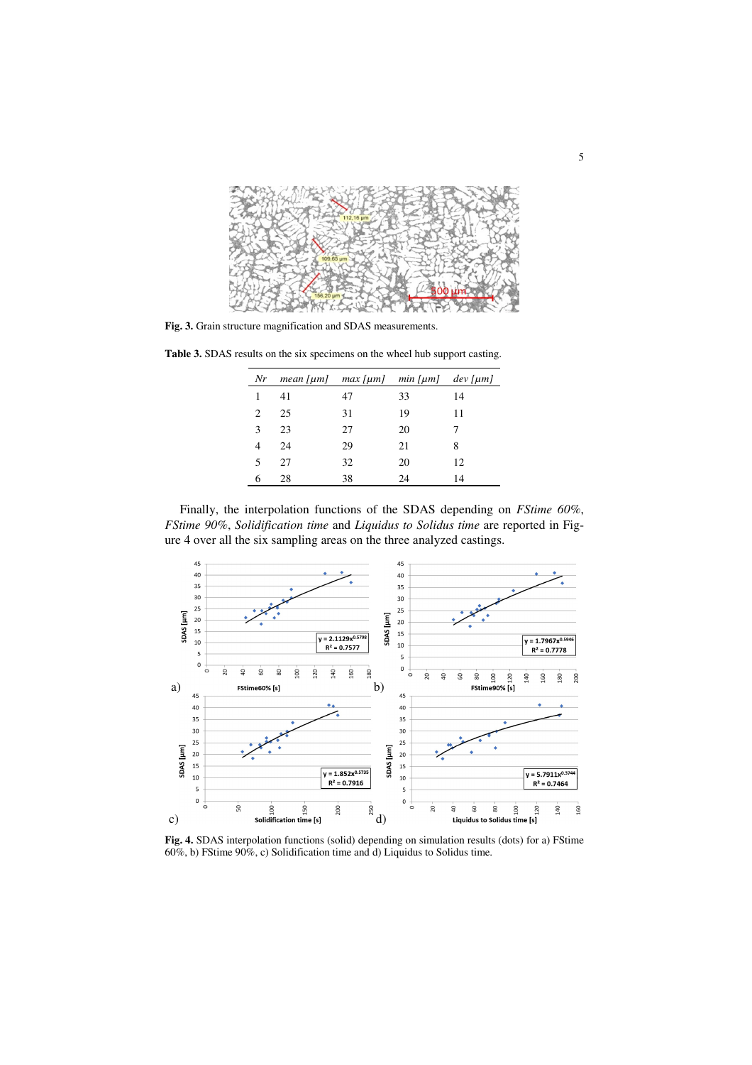**Fig. 3.** Grain structure magnification and SDAS measurements.

**Table 3.** SDAS results on the six specimens on the wheel hub support casting.

| *Nr* | *mean [μm]* | *max [μm]* | *min [μm]* | *dev [μm]* |
|---|---|---|---|---|
| 1 | 41 | 47 | 33 | 14 |
| 2 | 25 | 31 | 19 | 11 |
| 3 | 23 | 27 | 20 | 7 |
| 4 | 24 | 29 | 21 | 8 |
| 5 | 27 | 32 | 20 | 12 |
| 6 | 28 | 38 | 24 | 14 |

Finally, the interpolation functions of the SDAS depending on *FStime 60%*, *FStime 90%*, *Solidification time* and *Liquidus to Solidus time* are reported in Figure 4 over all the six sampling areas on the three analyzed castings.

**Fig. 4.** SDAS interpolation functions (solid) depending on simulation results (dots) for a) FStime 60%, b) FStime 90%, c) Solidification time and d) Liquidus to Solidus time.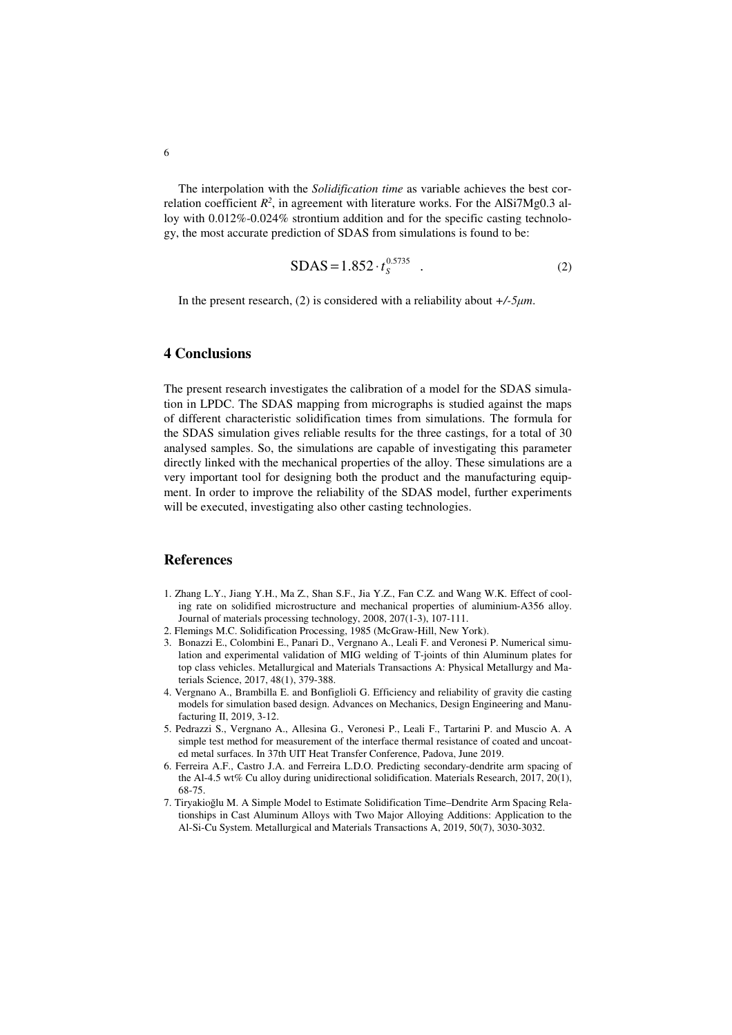The interpolation with the *Solidification time* as variable achieves the best correlation coefficient $R^2$, in agreement with literature works. For the AlSi7Mg0.3 alloy with 0.012%-0.024% strontium addition and for the specific casting technology, the most accurate prediction of SDAS from simulations is found to be:

$$\text{SDAS} = 1.852 \cdot t_S^{0.5735} \quad . \tag{2}$$

In the present research, (2) is considered with a reliability about *+/-5μm*.

## 4 Conclusions

The present research investigates the calibration of a model for the SDAS simulation in LPDC. The SDAS mapping from micrographs is studied against the maps of different characteristic solidification times from simulations. The formula for the SDAS simulation gives reliable results for the three castings, for a total of 30 analysed samples. So, the simulations are capable of investigating this parameter directly linked with the mechanical properties of the alloy. These simulations are a very important tool for designing both the product and the manufacturing equipment. In order to improve the reliability of the SDAS model, further experiments will be executed, investigating also other casting technologies.

## References

1. Zhang L.Y., Jiang Y.H., Ma Z., Shan S.F., Jia Y.Z., Fan C.Z. and Wang W.K. Effect of cooling rate on solidified microstructure and mechanical properties of aluminium-A356 alloy. Journal of materials processing technology, 2008, 207(1-3), 107-111.
2. Flemings M.C. Solidification Processing, 1985 (McGraw-Hill, New York).
3. Bonazzi E., Colombini E., Panari D., Vergnano A., Leali F. and Veronesi P. Numerical simulation and experimental validation of MIG welding of T-joints of thin Aluminum plates for top class vehicles. Metallurgical and Materials Transactions A: Physical Metallurgy and Materials Science, 2017, 48(1), 379-388.
4. Vergnano A., Brambilla E. and Bonfiglioli G. Efficiency and reliability of gravity die casting models for simulation based design. Advances on Mechanics, Design Engineering and Manufacturing II, 2019, 3-12.
5. Pedrazzi S., Vergnano A., Allesina G., Veronesi P., Leali F., Tartarini P. and Muscio A. A simple test method for measurement of the interface thermal resistance of coated and uncoated metal surfaces. In 37th UIT Heat Transfer Conference, Padova, June 2019.
6. Ferreira A.F., Castro J.A. and Ferreira L.D.O. Predicting secondary-dendrite arm spacing of the Al-4.5 wt% Cu alloy during unidirectional solidification. Materials Research, 2017, 20(1), 68-75.
7. Tiryakioğlu M. A Simple Model to Estimate Solidification Time–Dendrite Arm Spacing Relationships in Cast Aluminum Alloys with Two Major Alloying Additions: Application to the Al-Si-Cu System. Metallurgical and Materials Transactions A, 2019, 50(7), 3030-3032.